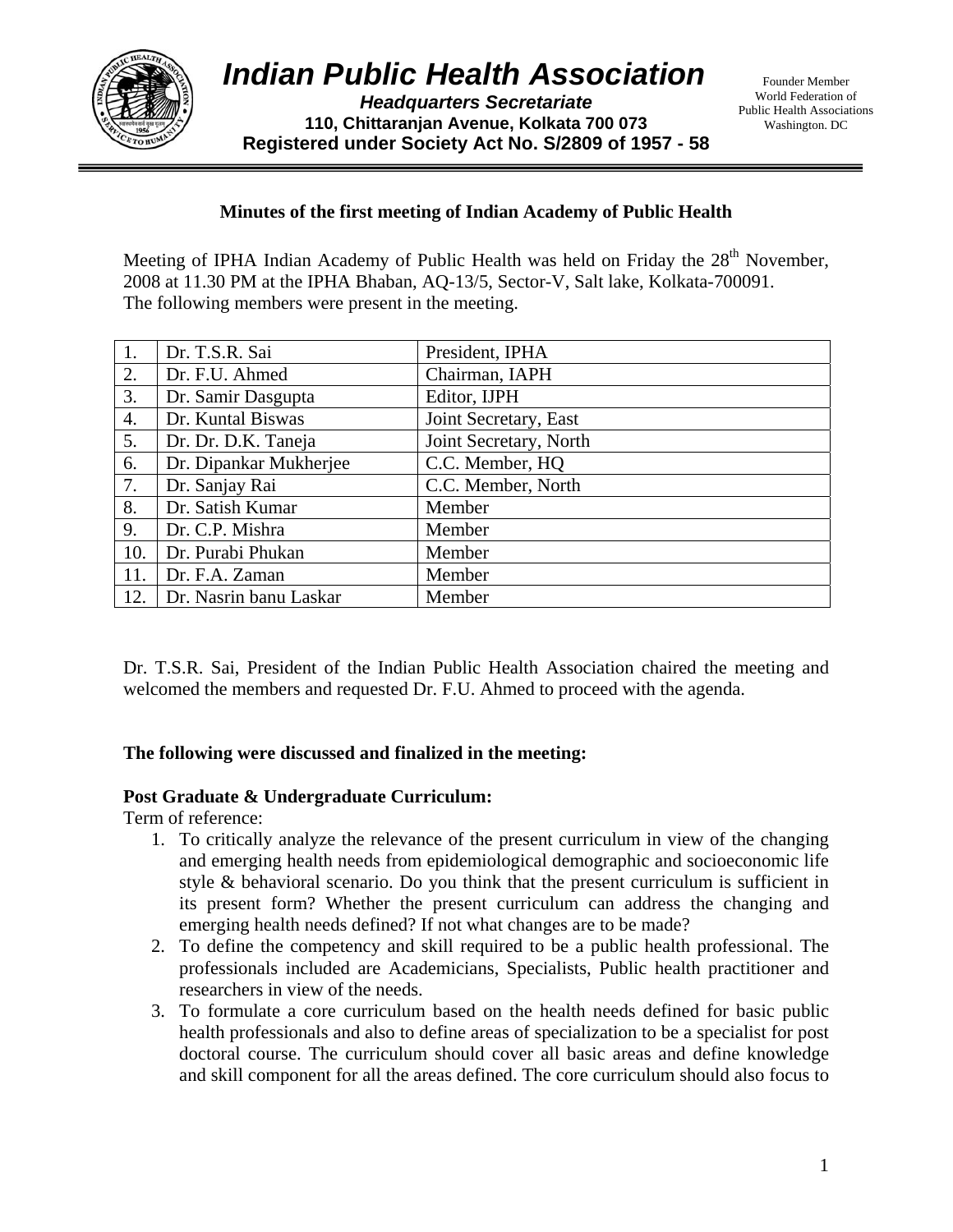# Indian Public Health Association

***Headquarters Secretariate***

**110, Chittaranjan Avenue, Kolkata 700 073**

**Registered under Society Act No. S/2809 of 1957 - 58**

Founder Member
World Federation of
Public Health Associations
Washington. DC

## Minutes of the first meeting of Indian Academy of Public Health

Meeting of IPHA Indian Academy of Public Health was held on Friday the 28th November, 2008 at 11.30 PM at the IPHA Bhaban, AQ-13/5, Sector-V, Salt lake, Kolkata-700091.
The following members were present in the meeting.

| | | |
|---|---|---|
| 1. | Dr. T.S.R. Sai | President, IPHA |
| 2. | Dr. F.U. Ahmed | Chairman, IAPH |
| 3. | Dr. Samir Dasgupta | Editor, IJPH |
| 4. | Dr. Kuntal Biswas | Joint Secretary, East |
| 5. | Dr. Dr. D.K. Taneja | Joint Secretary, North |
| 6. | Dr. Dipankar Mukherjee | C.C. Member, HQ |
| 7. | Dr. Sanjay Rai | C.C. Member, North |
| 8. | Dr. Satish Kumar | Member |
| 9. | Dr. C.P. Mishra | Member |
| 10. | Dr. Purabi Phukan | Member |
| 11. | Dr. F.A. Zaman | Member |
| 12. | Dr. Nasrin banu Laskar | Member |

Dr. T.S.R. Sai, President of the Indian Public Health Association chaired the meeting and welcomed the members and requested Dr. F.U. Ahmed to proceed with the agenda.

**The following were discussed and finalized in the meeting:**

**Post Graduate & Undergraduate Curriculum:**

Term of reference:

1. To critically analyze the relevance of the present curriculum in view of the changing and emerging health needs from epidemiological demographic and socioeconomic life style & behavioral scenario. Do you think that the present curriculum is sufficient in its present form? Whether the present curriculum can address the changing and emerging health needs defined? If not what changes are to be made?
2. To define the competency and skill required to be a public health professional. The professionals included are Academicians, Specialists, Public health practitioner and researchers in view of the needs.
3. To formulate a core curriculum based on the health needs defined for basic public health professionals and also to define areas of specialization to be a specialist for post doctoral course. The curriculum should cover all basic areas and define knowledge and skill component for all the areas defined. The core curriculum should also focus to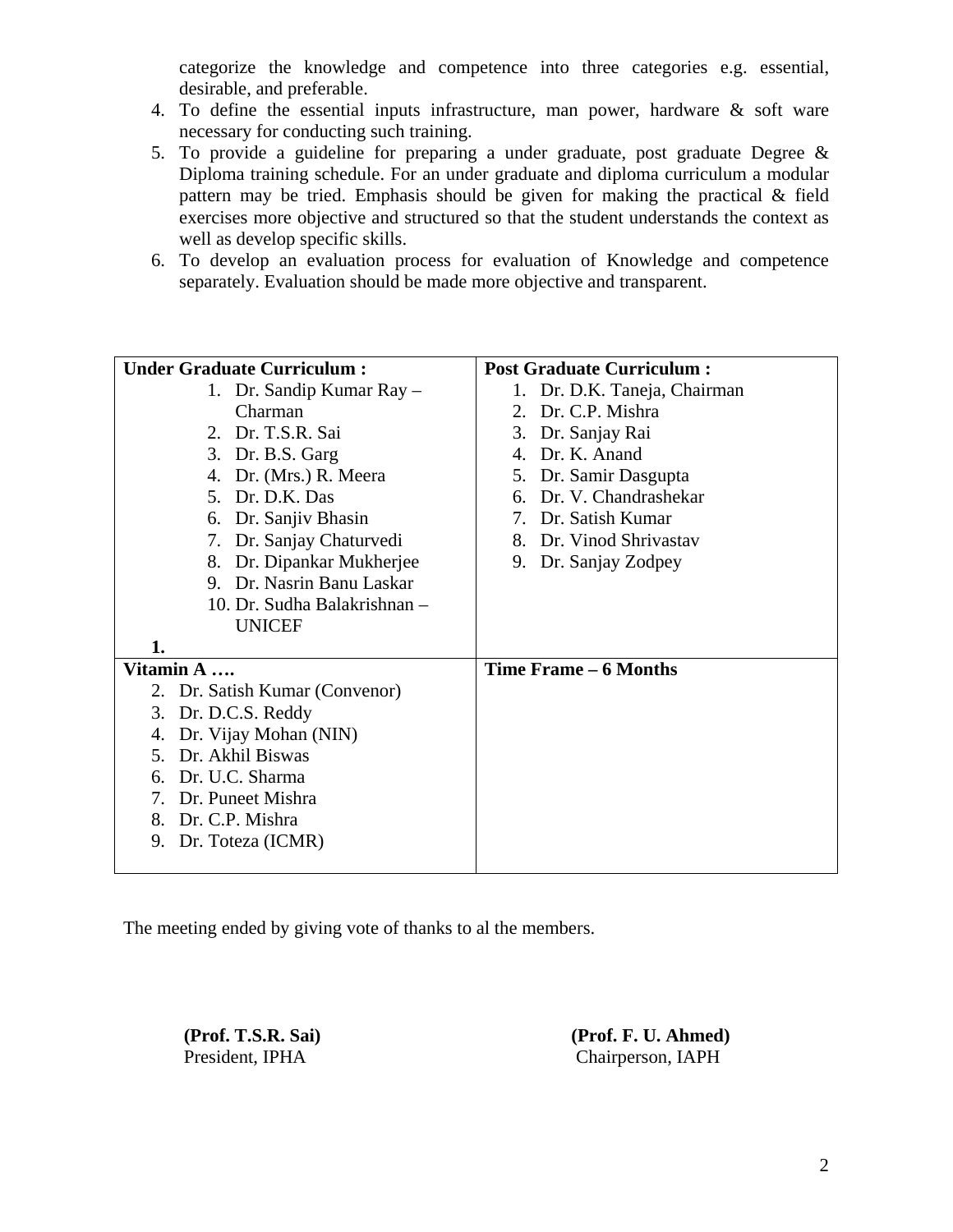categorize the knowledge and competence into three categories e.g. essential, desirable, and preferable.

4. To define the essential inputs infrastructure, man power, hardware & soft ware necessary for conducting such training.
5. To provide a guideline for preparing a under graduate, post graduate Degree & Diploma training schedule. For an under graduate and diploma curriculum a modular pattern may be tried. Emphasis should be given for making the practical & field exercises more objective and structured so that the student understands the context as well as develop specific skills.
6. To develop an evaluation process for evaluation of Knowledge and competence separately. Evaluation should be made more objective and transparent.

| | |
|---|---|
| **Under Graduate Curriculum :**<br>1. Dr. Sandip Kumar Ray – Charman<br>2. Dr. T.S.R. Sai<br>3. Dr. B.S. Garg<br>4. Dr. (Mrs.) R. Meera<br>5. Dr. D.K. Das<br>6. Dr. Sanjiv Bhasin<br>7. Dr. Sanjay Chaturvedi<br>8. Dr. Dipankar Mukherjee<br>9. Dr. Nasrin Banu Laskar<br>10. Dr. Sudha Balakrishnan – UNICEF<br>**1.** | **Post Graduate Curriculum :**<br>1. Dr. D.K. Taneja, Chairman<br>2. Dr. C.P. Mishra<br>3. Dr. Sanjay Rai<br>4. Dr. K. Anand<br>5. Dr. Samir Dasgupta<br>6. Dr. V. Chandrashekar<br>7. Dr. Satish Kumar<br>8. Dr. Vinod Shrivastav<br>9. Dr. Sanjay Zodpey |
| **Vitamin A ….**<br>2. Dr. Satish Kumar (Convenor)<br>3. Dr. D.C.S. Reddy<br>4. Dr. Vijay Mohan (NIN)<br>5. Dr. Akhil Biswas<br>6. Dr. U.C. Sharma<br>7. Dr. Puneet Mishra<br>8. Dr. C.P. Mishra<br>9. Dr. Toteza (ICMR) | **Time Frame – 6 Months** |

The meeting ended by giving vote of thanks to al the members.

**(Prof. T.S.R. Sai)**
President, IPHA

**(Prof. F. U. Ahmed)**
Chairperson, IAPH